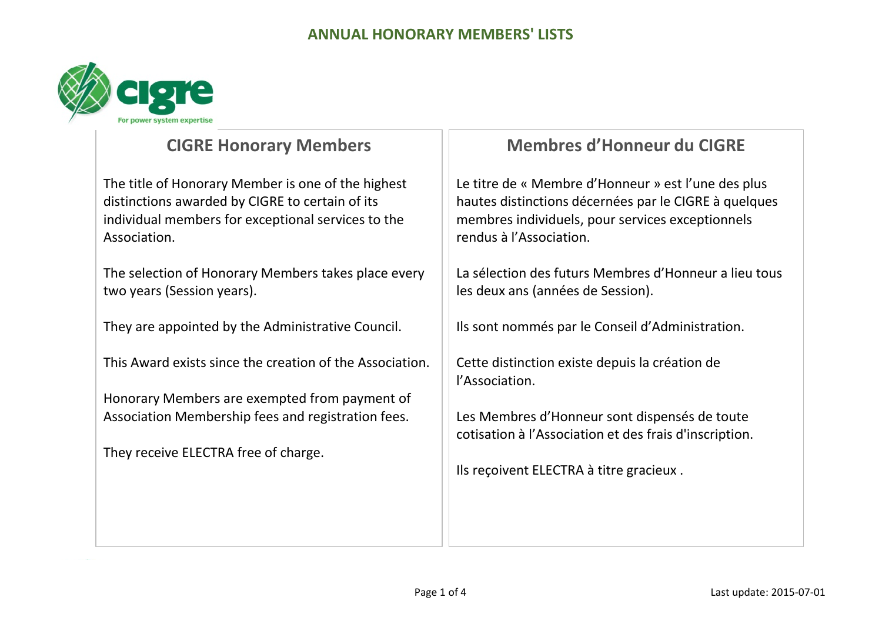# ANNUAL HONORARY MEMBERS' LISTS

## CIGRE Honorary Members

The title of Honorary Member is one of the highest distinctions awarded by CIGRE to certain of its individual members for exceptional services to the Association.

The selection of Honorary Members takes place every two years (Session years).

They are appointed by the Administrative Council.

This Award exists since the creation of the Association.

Honorary Members are exempted from payment of Association Membership fees and registration fees.

They receive ELECTRA free of charge.

## Membres d'Honneur du CIGRE

Le titre de « Membre d'Honneur » est l'une des plus hautes distinctions décernées par le CIGRE à quelques membres individuels, pour services exceptionnels rendus à l'Association.

La sélection des futurs Membres d'Honneur a lieu tous les deux ans (années de Session).

Ils sont nommés par le Conseil d'Administration.

Cette distinction existe depuis la création de l'Association.

Les Membres d'Honneur sont dispensés de toute cotisation à l'Association et des frais d'inscription.

Ils reçoivent ELECTRA à titre gracieux .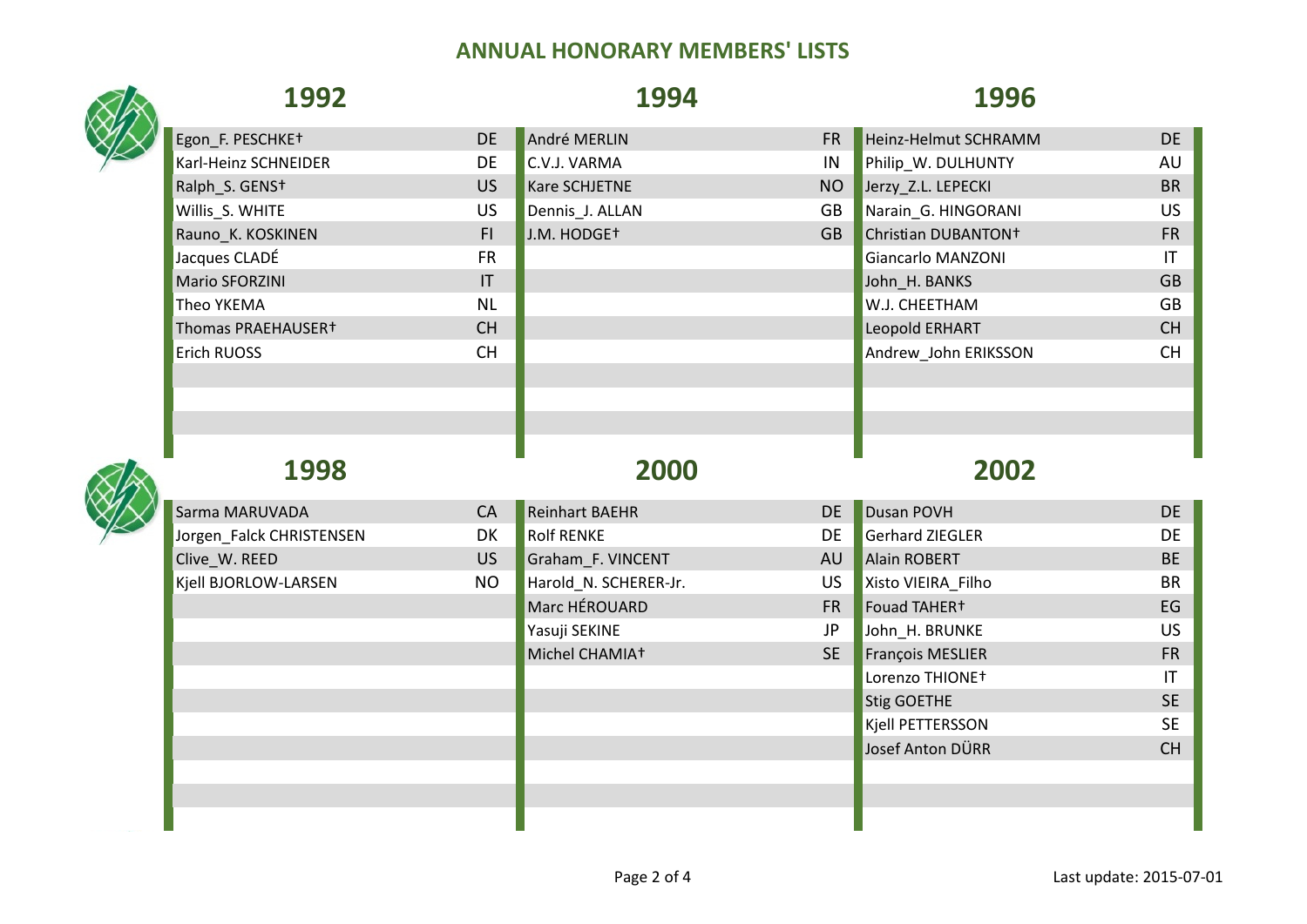## ANNUAL HONORARY MEMBERS' LISTS

### 1992

| Name | Country |
|---|---|
| Egon_F. PESCHKE† | DE |
| Karl-Heinz SCHNEIDER | DE |
| Ralph_S. GENS† | US |
| Willis_S. WHITE | US |
| Rauno_K. KOSKINEN | FI |
| Jacques CLADÉ | FR |
| Mario SFORZINI | IT |
| Theo YKEMA | NL |
| Thomas PRAEHAUSER† | CH |
| Erich RUOSS | CH |

### 1994

| Name | Country |
|---|---|
| André MERLIN | FR |
| C.V.J. VARMA | IN |
| Kare SCHJETNE | NO |
| Dennis_J. ALLAN | GB |
| J.M. HODGE† | GB |

### 1996

| Name | Country |
|---|---|
| Heinz-Helmut SCHRAMM | DE |
| Philip_W. DULHUNTY | AU |
| Jerzy_Z.L. LEPECKI | BR |
| Narain_G. HINGORANI | US |
| Christian DUBANTON† | FR |
| Giancarlo MANZONI | IT |
| John_H. BANKS | GB |
| W.J. CHEETHAM | GB |
| Leopold ERHART | CH |
| Andrew_John ERIKSSON | CH |

### 1998

| Name | Country |
|---|---|
| Sarma MARUVADA | CA |
| Jorgen_Falck CHRISTENSEN | DK |
| Clive_W. REED | US |
| Kjell BJORLOW-LARSEN | NO |

### 2000

| Name | Country |
|---|---|
| Reinhart BAEHR | DE |
| Rolf RENKE | DE |
| Graham_F. VINCENT | AU |
| Harold_N. SCHERER-Jr. | US |
| Marc HÉROUARD | FR |
| Yasuji SEKINE | JP |
| Michel CHAMIA† | SE |

### 2002

| Name | Country |
|---|---|
| Dusan POVH | DE |
| Gerhard ZIEGLER | DE |
| Alain ROBERT | BE |
| Xisto VIEIRA_Filho | BR |
| Fouad TAHER† | EG |
| John_H. BRUNKE | US |
| François MESLIER | FR |
| Lorenzo THIONE† | IT |
| Stig GOETHE | SE |
| Kjell PETTERSSON | SE |
| Josef Anton DÜRR | CH |

Last update: 2015-07-01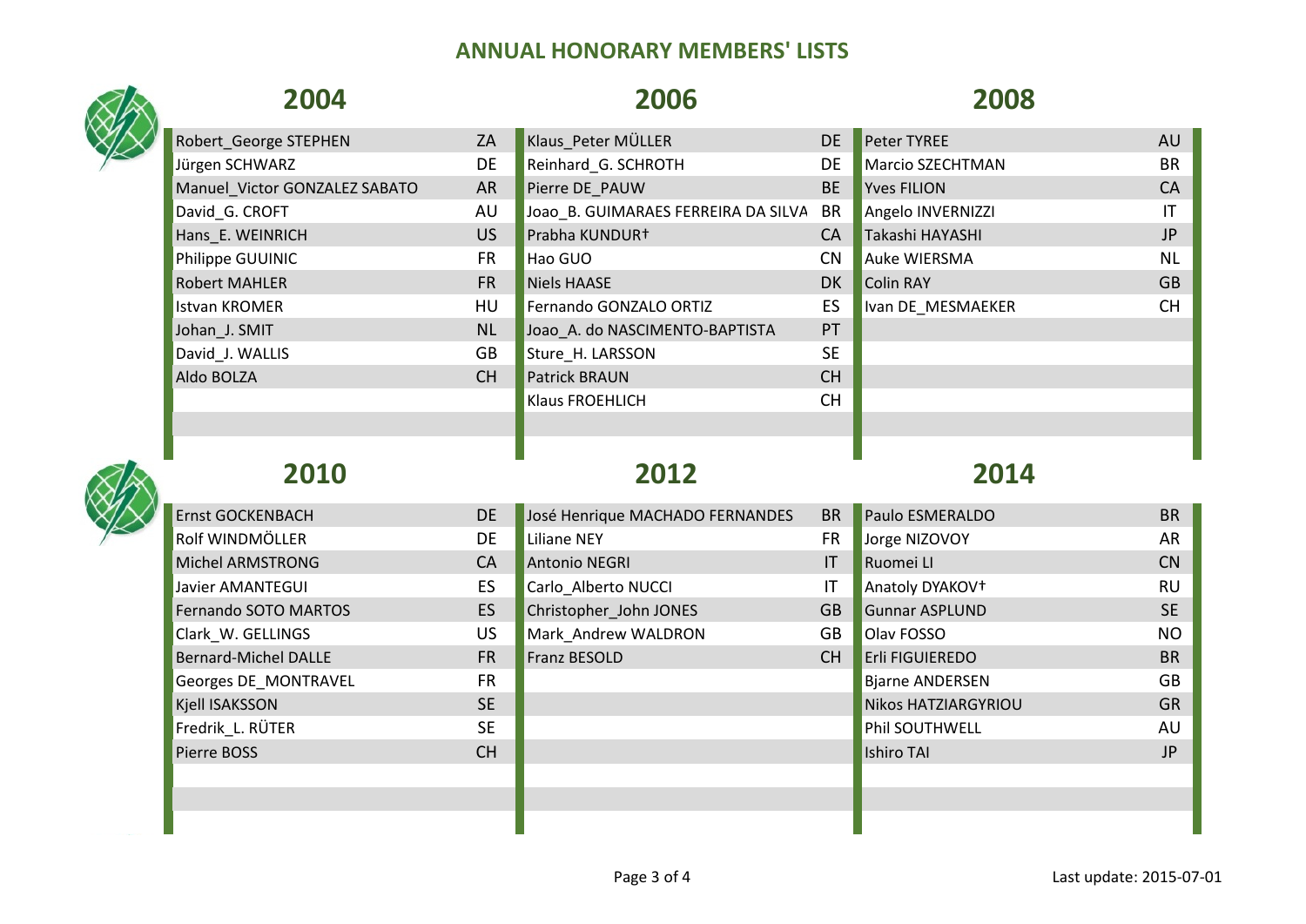# ANNUAL HONORARY MEMBERS' LISTS

## 2004

| Name | Country |
|---|---|
| Robert_George STEPHEN | ZA |
| Jürgen SCHWARZ | DE |
| Manuel_Victor GONZALEZ SABATO | AR |
| David_G. CROFT | AU |
| Hans_E. WEINRICH | US |
| Philippe GUUINIC | FR |
| Robert MAHLER | FR |
| Istvan KROMER | HU |
| Johan_J. SMIT | NL |
| David_J. WALLIS | GB |
| Aldo BOLZA | CH |

## 2006

| Name | Country |
|---|---|
| Klaus_Peter MÜLLER | DE |
| Reinhard_G. SCHROTH | DE |
| Pierre DE_PAUW | BE |
| Joao_B. GUIMARAES FERREIRA DA SILVA | BR |
| Prabha KUNDUR† | CA |
| Hao GUO | CN |
| Niels HAASE | DK |
| Fernando GONZALO ORTIZ | ES |
| Joao_A. do NASCIMENTO-BAPTISTA | PT |
| Sture_H. LARSSON | SE |
| Patrick BRAUN | CH |
| Klaus FROEHLICH | CH |

## 2008

| Name | Country |
|---|---|
| Peter TYREE | AU |
| Marcio SZECHTMAN | BR |
| Yves FILION | CA |
| Angelo INVERNIZZI | IT |
| Takashi HAYASHI | JP |
| Auke WIERSMA | NL |
| Colin RAY | GB |
| Ivan DE_MESMAEKER | CH |

## 2010

| Name | Country |
|---|---|
| Ernst GOCKENBACH | DE |
| Rolf WINDMÖLLER | DE |
| Michel ARMSTRONG | CA |
| Javier AMANTEGUI | ES |
| Fernando SOTO MARTOS | ES |
| Clark_W. GELLINGS | US |
| Bernard-Michel DALLE | FR |
| Georges DE_MONTRAVEL | FR |
| Kjell ISAKSSON | SE |
| Fredrik_L. RÜTER | SE |
| Pierre BOSS | CH |

## 2012

| Name | Country |
|---|---|
| José Henrique MACHADO FERNANDES | BR |
| Liliane NEY | FR |
| Antonio NEGRI | IT |
| Carlo_Alberto NUCCI | IT |
| Christopher_John JONES | GB |
| Mark_Andrew WALDRON | GB |
| Franz BESOLD | CH |

## 2014

| Name | Country |
|---|---|
| Paulo ESMERALDO | BR |
| Jorge NIZOVOY | AR |
| Ruomei LI | CN |
| Anatoly DYAKOV† | RU |
| Gunnar ASPLUND | SE |
| Olav FOSSO | NO |
| Erli FIGUIEREDO | BR |
| Bjarne ANDERSEN | GB |
| Nikos HATZIARGYRIOU | GR |
| Phil SOUTHWELL | AU |
| Ishiro TAI | JP |

Last update: 2015-07-01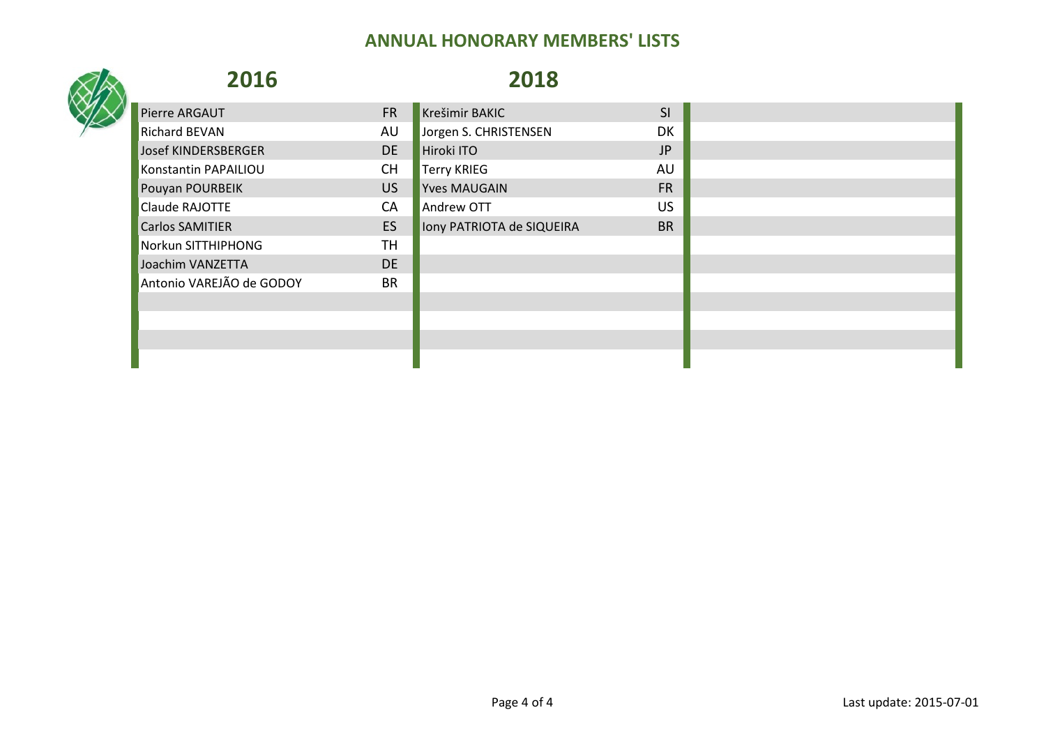# ANNUAL HONORARY MEMBERS' LISTS

## 2016

| | |
|---|---|
| Pierre ARGAUT | FR |
| Richard BEVAN | AU |
| Josef KINDERSBERGER | DE |
| Konstantin PAPAILIOU | CH |
| Pouyan POURBEIK | US |
| Claude RAJOTTE | CA |
| Carlos SAMITIER | ES |
| Norkun SITTHIPHONG | TH |
| Joachim VANZETTA | DE |
| Antonio VAREJÃO de GODOY | BR |

## 2018

| | |
|---|---|
| Krešimir BAKIC | SI |
| Jorgen S. CHRISTENSEN | DK |
| Hiroki ITO | JP |
| Terry KRIEG | AU |
| Yves MAUGAIN | FR |
| Andrew OTT | US |
| Iony PATRIOTA de SIQUEIRA | BR |

Last update: 2015-07-01